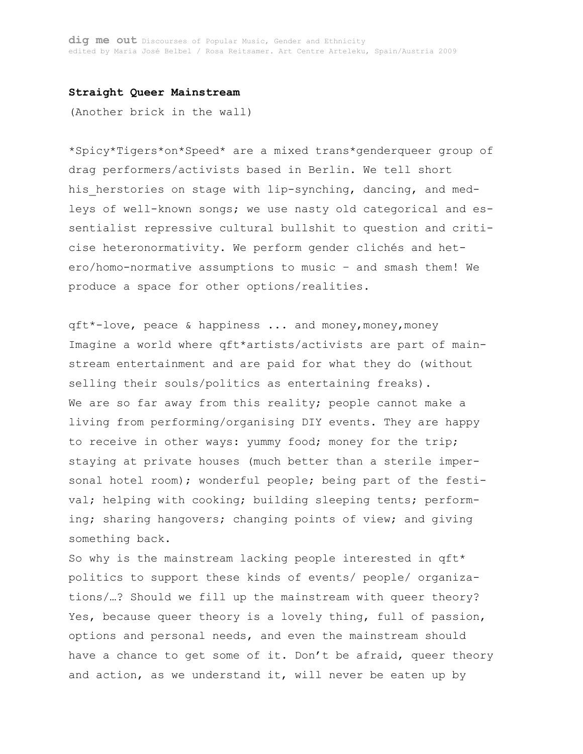## Straight Queer Mainstream

(Another brick in the wall)

*Spicy*Tigers*on*Speed* are a mixed trans*genderqueer group of drag performers/activists based in Berlin. We tell short his_herstories on stage with lip-synching, dancing, and medleys of well-known songs; we use nasty old categorical and essentialist repressive cultural bullshit to question and criticise heteronormativity. We perform gender clichés and hetero/homo-normative assumptions to music – and smash them! We produce a space for other options/realities.

qft*-love, peace & happiness ... and money,money,money

Imagine a world where qft*artists/activists are part of mainstream entertainment and are paid for what they do (without selling their souls/politics as entertaining freaks).

We are so far away from this reality; people cannot make a living from performing/organising DIY events. They are happy to receive in other ways: yummy food; money for the trip; staying at private houses (much better than a sterile impersonal hotel room); wonderful people; being part of the festival; helping with cooking; building sleeping tents; performing; sharing hangovers; changing points of view; and giving something back.

So why is the mainstream lacking people interested in qft* politics to support these kinds of events/ people/ organizations/…? Should we fill up the mainstream with queer theory? Yes, because queer theory is a lovely thing, full of passion, options and personal needs, and even the mainstream should have a chance to get some of it. Don't be afraid, queer theory and action, as we understand it, will never be eaten up by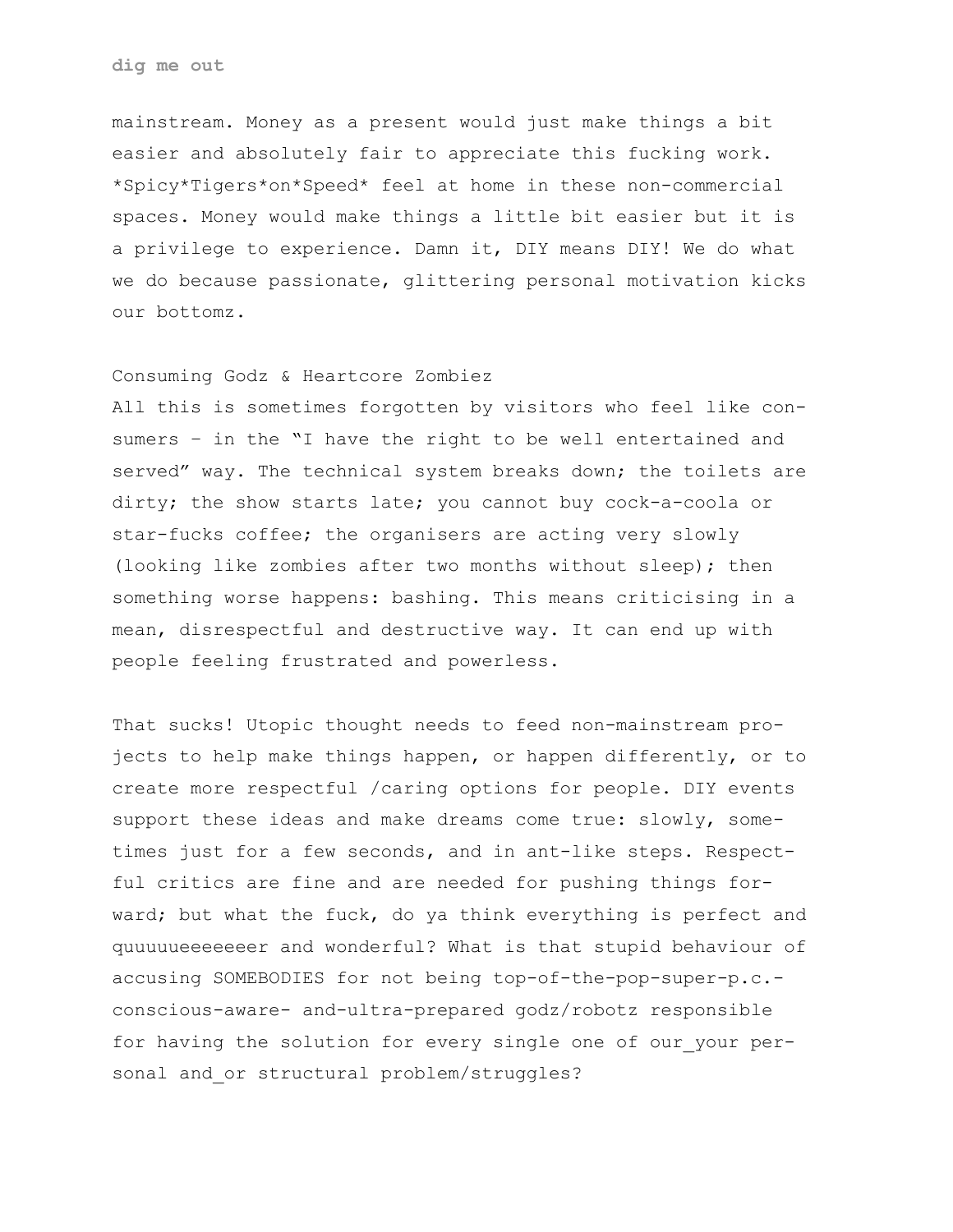mainstream. Money as a present would just make things a bit easier and absolutely fair to appreciate this fucking work. *Spicy*Tigers*on*Speed* feel at home in these non-commercial spaces. Money would make things a little bit easier but it is a privilege to experience. Damn it, DIY means DIY! We do what we do because passionate, glittering personal motivation kicks our bottomz.

Consuming Godz & Heartcore Zombiez

All this is sometimes forgotten by visitors who feel like consumers – in the "I have the right to be well entertained and served" way. The technical system breaks down; the toilets are dirty; the show starts late; you cannot buy cock-a-coola or star-fucks coffee; the organisers are acting very slowly (looking like zombies after two months without sleep); then something worse happens: bashing. This means criticising in a mean, disrespectful and destructive way. It can end up with people feeling frustrated and powerless.

That sucks! Utopic thought needs to feed non-mainstream projects to help make things happen, or happen differently, or to create more respectful /caring options for people. DIY events support these ideas and make dreams come true: slowly, sometimes just for a few seconds, and in ant-like steps. Respectful critics are fine and are needed for pushing things forward; but what the fuck, do ya think everything is perfect and quuuuueeeeeeer and wonderful? What is that stupid behaviour of accusing SOMEBODIES for not being top-of-the-pop-super-p.c.-conscious-aware- and-ultra-prepared godz/robotz responsible for having the solution for every single one of our_your personal and_or structural problem/struggles?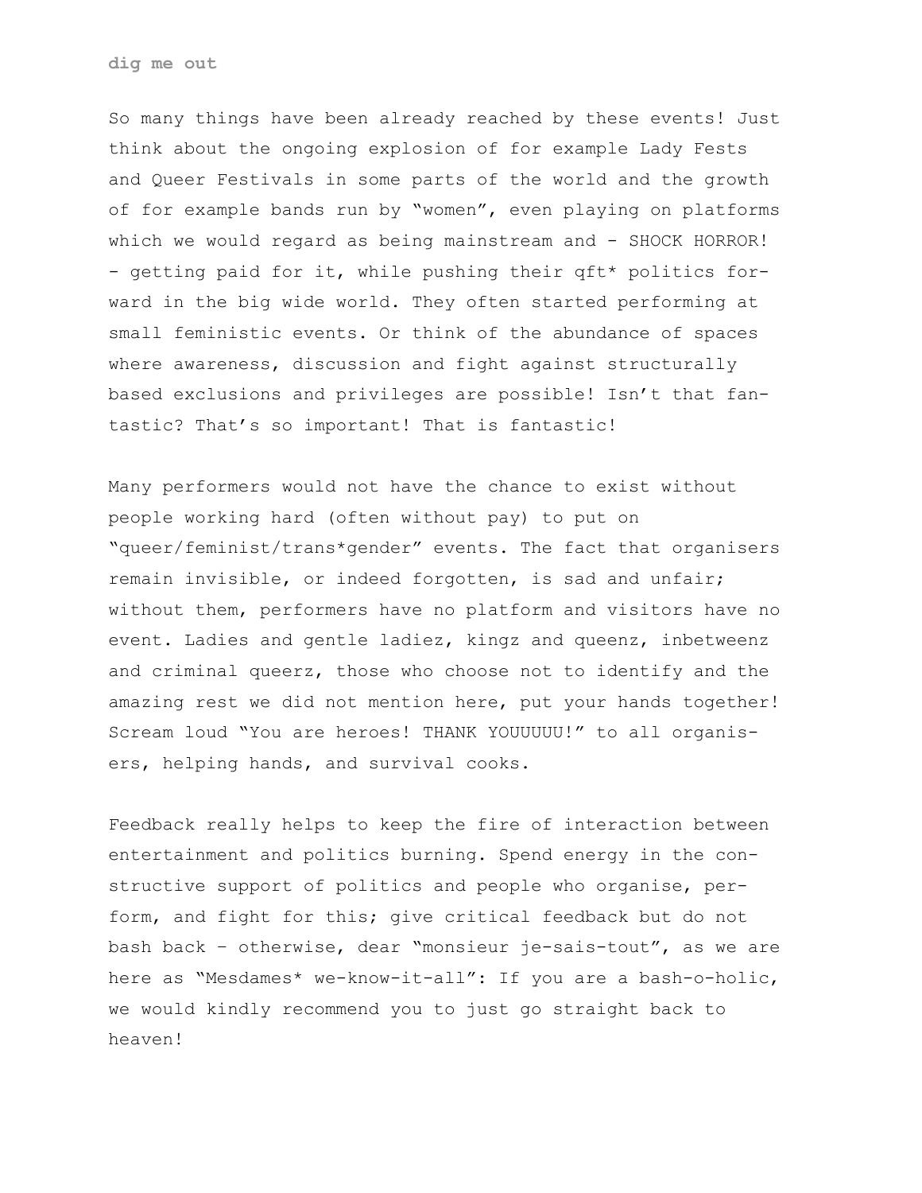So many things have been already reached by these events! Just think about the ongoing explosion of for example Lady Fests and Queer Festivals in some parts of the world and the growth of for example bands run by "women", even playing on platforms which we would regard as being mainstream and - SHOCK HORROR! - getting paid for it, while pushing their qft* politics forward in the big wide world. They often started performing at small feministic events. Or think of the abundance of spaces where awareness, discussion and fight against structurally based exclusions and privileges are possible! Isn't that fantastic? That's so important! That is fantastic!

Many performers would not have the chance to exist without people working hard (often without pay) to put on "queer/feminist/trans*gender" events. The fact that organisers remain invisible, or indeed forgotten, is sad and unfair; without them, performers have no platform and visitors have no event. Ladies and gentle ladiez, kingz and queenz, inbetweenz and criminal queerz, those who choose not to identify and the amazing rest we did not mention here, put your hands together! Scream loud "You are heroes! THANK YOUUUUU!" to all organisers, helping hands, and survival cooks.

Feedback really helps to keep the fire of interaction between entertainment and politics burning. Spend energy in the constructive support of politics and people who organise, perform, and fight for this; give critical feedback but do not bash back – otherwise, dear "monsieur je-sais-tout", as we are here as "Mesdames* we-know-it-all": If you are a bash-o-holic, we would kindly recommend you to just go straight back to heaven!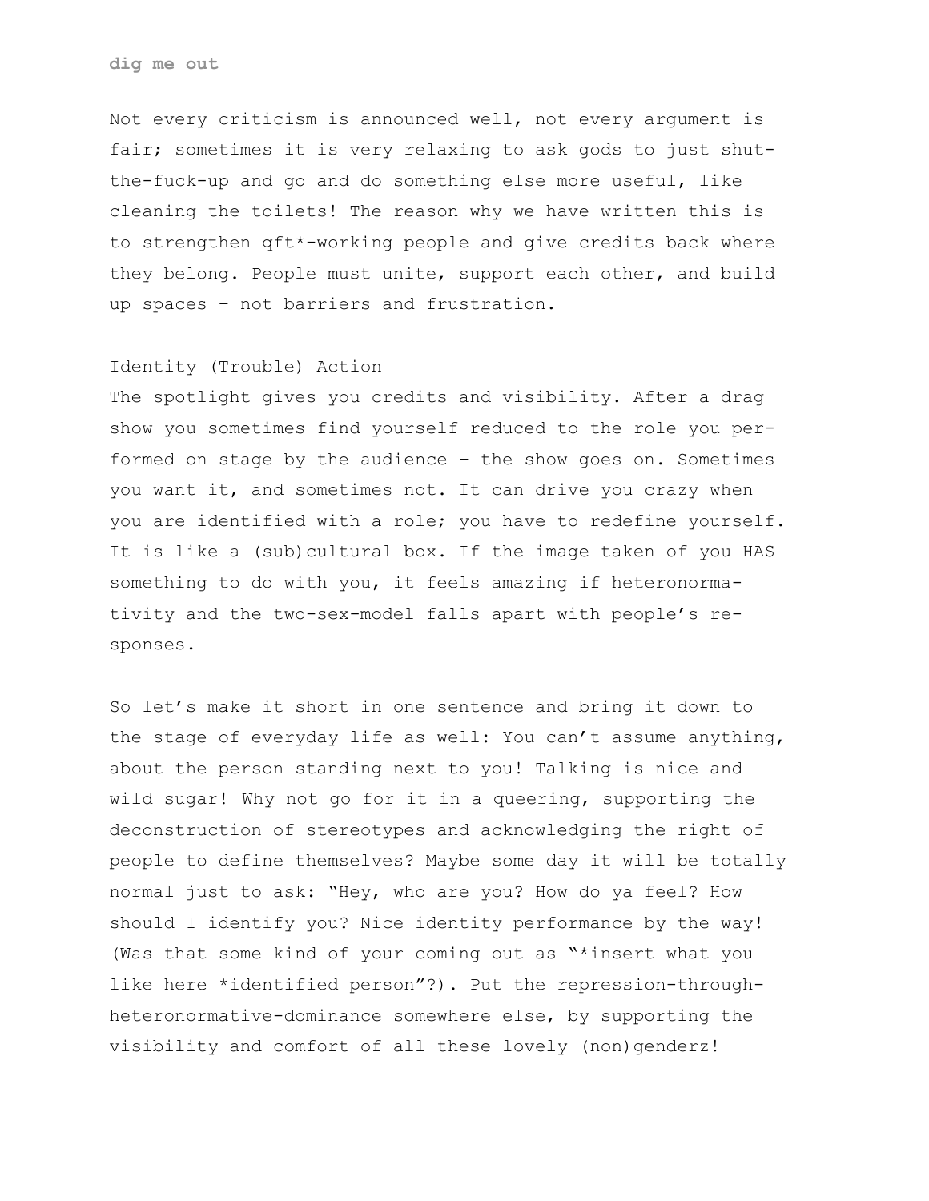Not every criticism is announced well, not every argument is fair; sometimes it is very relaxing to ask gods to just shut-the-fuck-up and go and do something else more useful, like cleaning the toilets! The reason why we have written this is to strengthen qft*-working people and give credits back where they belong. People must unite, support each other, and build up spaces – not barriers and frustration.

## Identity (Trouble) Action

The spotlight gives you credits and visibility. After a drag show you sometimes find yourself reduced to the role you performed on stage by the audience – the show goes on. Sometimes you want it, and sometimes not. It can drive you crazy when you are identified with a role; you have to redefine yourself. It is like a (sub)cultural box. If the image taken of you HAS something to do with you, it feels amazing if heteronormativity and the two-sex-model falls apart with people's responses.

So let's make it short in one sentence and bring it down to the stage of everyday life as well: You can't assume anything, about the person standing next to you! Talking is nice and wild sugar! Why not go for it in a queering, supporting the deconstruction of stereotypes and acknowledging the right of people to define themselves? Maybe some day it will be totally normal just to ask: "Hey, who are you? How do ya feel? How should I identify you? Nice identity performance by the way! (Was that some kind of your coming out as "*insert what you like here *identified person"?). Put the repression-through-heteronormative-dominance somewhere else, by supporting the visibility and comfort of all these lovely (non)genderz!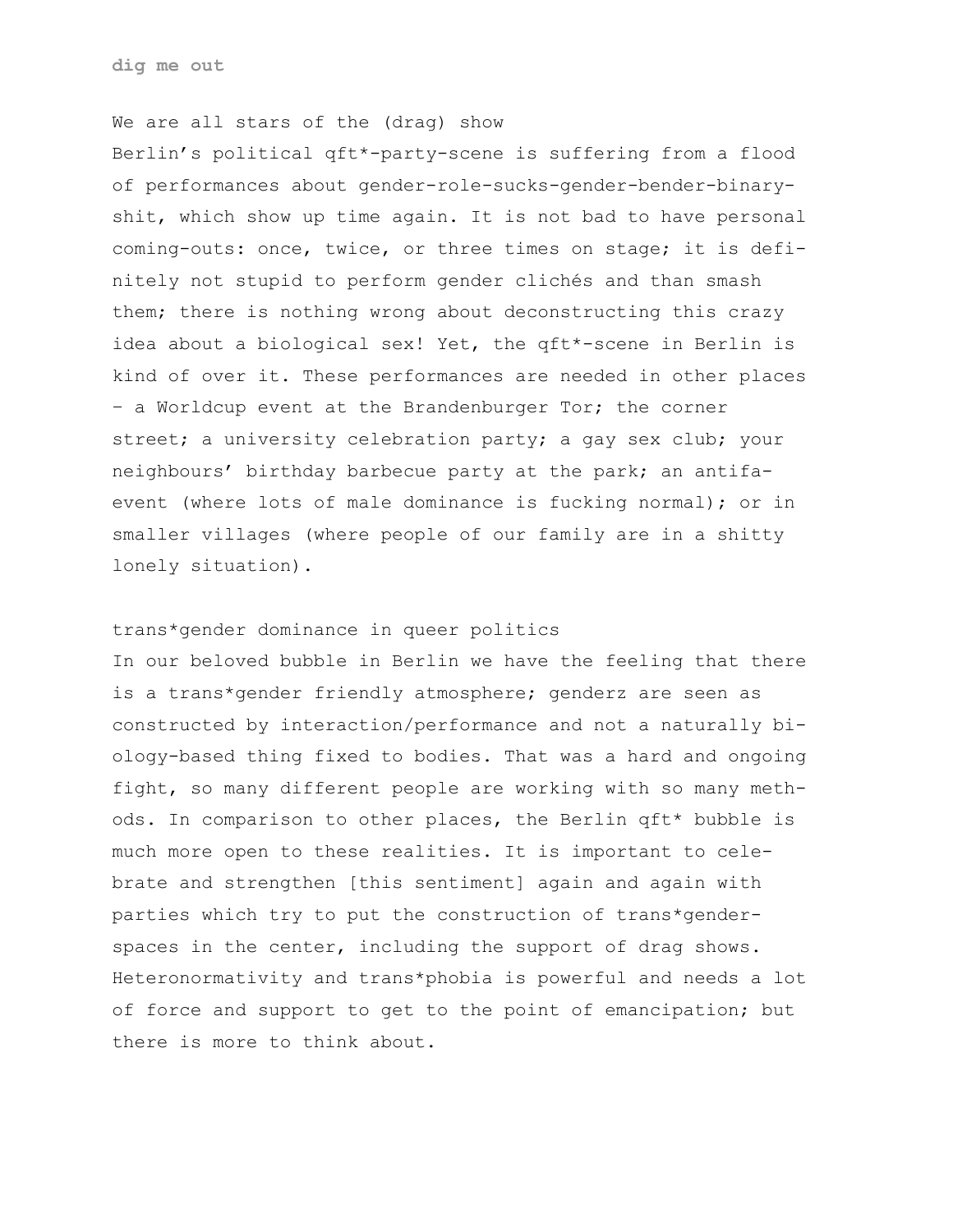We are all stars of the (drag) show

Berlin's political qft*-party-scene is suffering from a flood of performances about gender-role-sucks-gender-bender-binary-shit, which show up time again. It is not bad to have personal coming-outs: once, twice, or three times on stage; it is definitely not stupid to perform gender clichés and than smash them; there is nothing wrong about deconstructing this crazy idea about a biological sex! Yet, the qft*-scene in Berlin is kind of over it. These performances are needed in other places – a Worldcup event at the Brandenburger Tor; the corner street; a university celebration party; a gay sex club; your neighbours' birthday barbecue party at the park; an antifa-event (where lots of male dominance is fucking normal); or in smaller villages (where people of our family are in a shitty lonely situation).

trans*gender dominance in queer politics

In our beloved bubble in Berlin we have the feeling that there is a trans*gender friendly atmosphere; genderz are seen as constructed by interaction/performance and not a naturally biology-based thing fixed to bodies. That was a hard and ongoing fight, so many different people are working with so many methods. In comparison to other places, the Berlin qft* bubble is much more open to these realities. It is important to celebrate and strengthen [this sentiment] again and again with parties which try to put the construction of trans*gender-spaces in the center, including the support of drag shows. Heteronormativity and trans*phobia is powerful and needs a lot of force and support to get to the point of emancipation; but there is more to think about.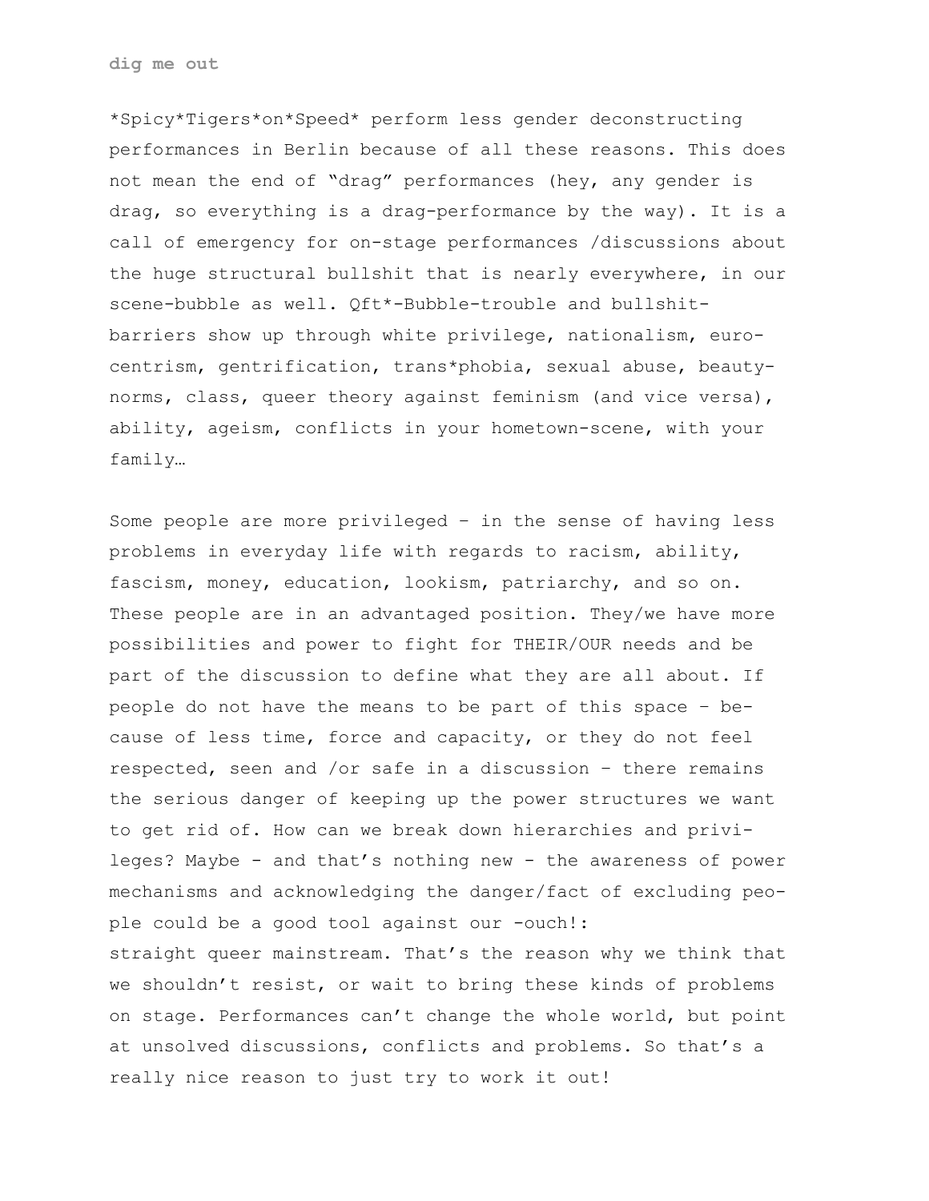*Spicy*Tigers*on*Speed* perform less gender deconstructing performances in Berlin because of all these reasons. This does not mean the end of "drag" performances (hey, any gender is drag, so everything is a drag-performance by the way). It is a call of emergency for on-stage performances /discussions about the huge structural bullshit that is nearly everywhere, in our scene-bubble as well. Qft*-Bubble-trouble and bullshit-barriers show up through white privilege, nationalism, euro-centrism, gentrification, trans*phobia, sexual abuse, beauty-norms, class, queer theory against feminism (and vice versa), ability, ageism, conflicts in your hometown-scene, with your family…

Some people are more privileged – in the sense of having less problems in everyday life with regards to racism, ability, fascism, money, education, lookism, patriarchy, and so on. These people are in an advantaged position. They/we have more possibilities and power to fight for THEIR/OUR needs and be part of the discussion to define what they are all about. If people do not have the means to be part of this space – because of less time, force and capacity, or they do not feel respected, seen and /or safe in a discussion – there remains the serious danger of keeping up the power structures we want to get rid of. How can we break down hierarchies and privileges? Maybe - and that's nothing new - the awareness of power mechanisms and acknowledging the danger/fact of excluding people could be a good tool against our -ouch!:
straight queer mainstream. That's the reason why we think that we shouldn't resist, or wait to bring these kinds of problems on stage. Performances can't change the whole world, but point at unsolved discussions, conflicts and problems. So that's a really nice reason to just try to work it out!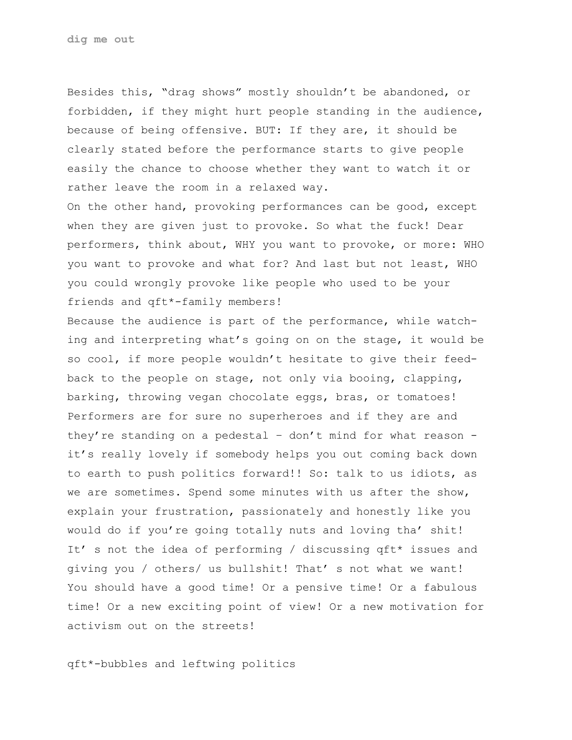Besides this, "drag shows" mostly shouldn't be abandoned, or forbidden, if they might hurt people standing in the audience, because of being offensive. BUT: If they are, it should be clearly stated before the performance starts to give people easily the chance to choose whether they want to watch it or rather leave the room in a relaxed way.
On the other hand, provoking performances can be good, except when they are given just to provoke. So what the fuck! Dear performers, think about, WHY you want to provoke, or more: WHO you want to provoke and what for? And last but not least, WHO you could wrongly provoke like people who used to be your friends and qft*-family members!
Because the audience is part of the performance, while watching and interpreting what's going on on the stage, it would be so cool, if more people wouldn't hesitate to give their feedback to the people on stage, not only via booing, clapping, barking, throwing vegan chocolate eggs, bras, or tomatoes! Performers are for sure no superheroes and if they are and they're standing on a pedestal – don't mind for what reason – it's really lovely if somebody helps you out coming back down to earth to push politics forward!! So: talk to us idiots, as we are sometimes. Spend some minutes with us after the show, explain your frustration, passionately and honestly like you would do if you're going totally nuts and loving tha' shit! It' s not the idea of performing / discussing qft* issues and giving you / others/ us bullshit! That' s not what we want! You should have a good time! Or a pensive time! Or a fabulous time! Or a new exciting point of view! Or a new motivation for activism out on the streets!

## qft*-bubbles and leftwing politics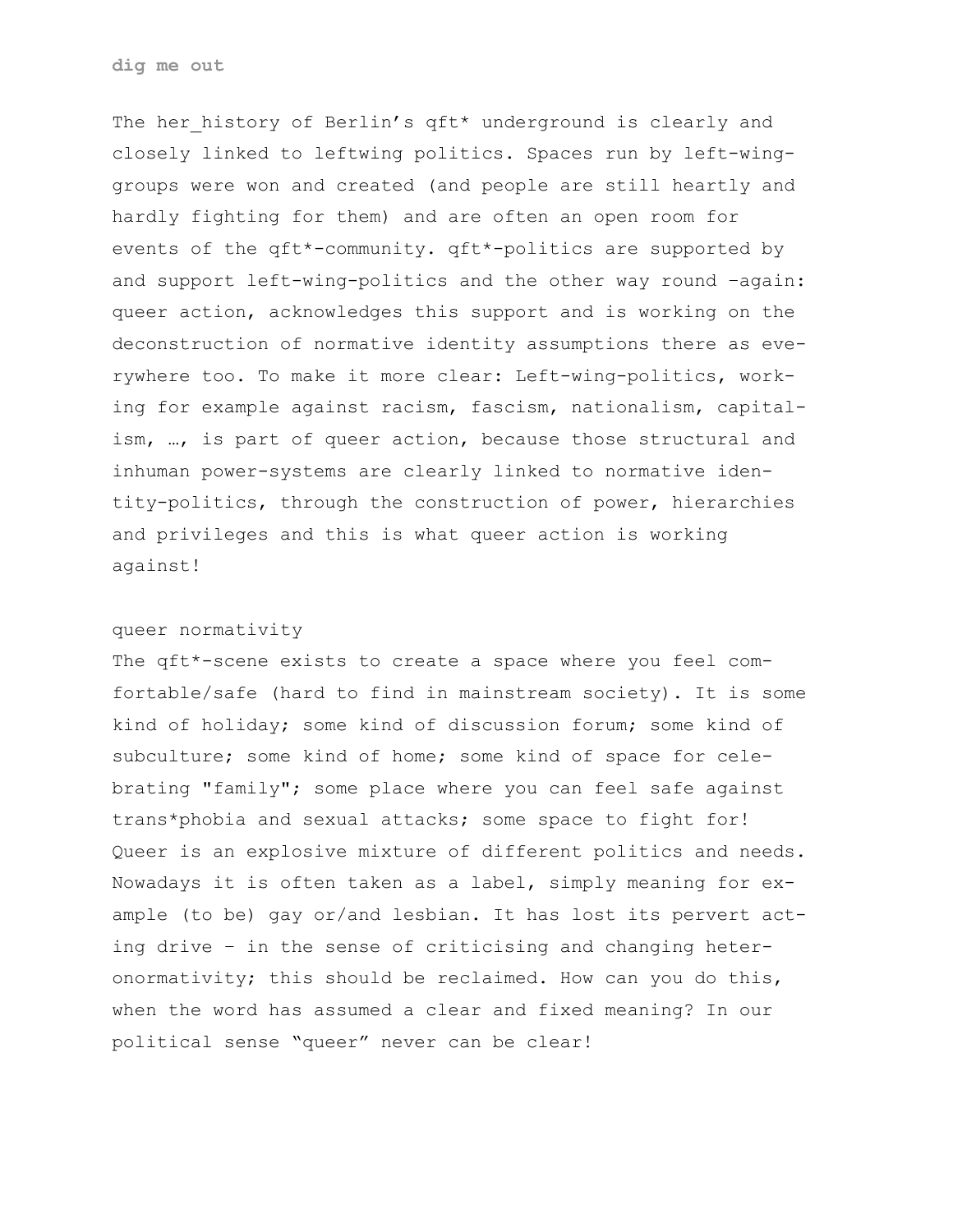The her_history of Berlin’s qft* underground is clearly and closely linked to leftwing politics. Spaces run by left-wing-groups were won and created (and people are still heartly and hardly fighting for them) and are often an open room for events of the qft*-community. qft*-politics are supported by and support left-wing-politics and the other way round –again: queer action, acknowledges this support and is working on the deconstruction of normative identity assumptions there as everywhere too. To make it more clear: Left-wing-politics, working for example against racism, fascism, nationalism, capitalism, …, is part of queer action, because those structural and inhuman power-systems are clearly linked to normative identity-politics, through the construction of power, hierarchies and privileges and this is what queer action is working against!

## queer normativity

The qft*-scene exists to create a space where you feel comfortable/safe (hard to find in mainstream society). It is some kind of holiday; some kind of discussion forum; some kind of subculture; some kind of home; some kind of space for celebrating "family"; some place where you can feel safe against trans*phobia and sexual attacks; some space to fight for! Queer is an explosive mixture of different politics and needs. Nowadays it is often taken as a label, simply meaning for example (to be) gay or/and lesbian. It has lost its pervert acting drive – in the sense of criticising and changing heteronormativity; this should be reclaimed. How can you do this, when the word has assumed a clear and fixed meaning? In our political sense “queer” never can be clear!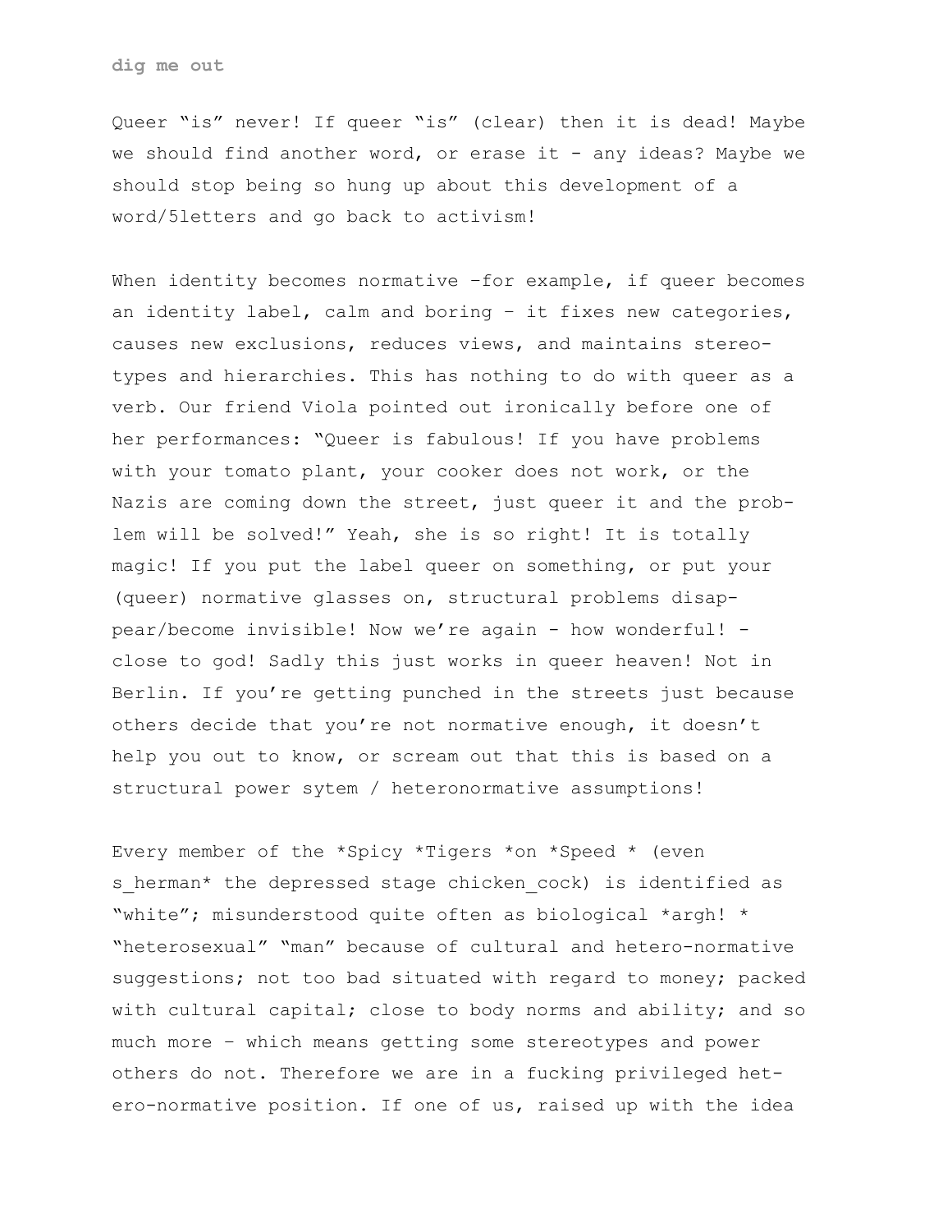Queer “is” never! If queer “is” (clear) then it is dead! Maybe we should find another word, or erase it - any ideas? Maybe we should stop being so hung up about this development of a word/5letters and go back to activism!

When identity becomes normative –for example, if queer becomes an identity label, calm and boring – it fixes new categories, causes new exclusions, reduces views, and maintains stereotypes and hierarchies. This has nothing to do with queer as a verb. Our friend Viola pointed out ironically before one of her performances: “Queer is fabulous! If you have problems with your tomato plant, your cooker does not work, or the Nazis are coming down the street, just queer it and the problem will be solved!” Yeah, she is so right! It is totally magic! If you put the label queer on something, or put your (queer) normative glasses on, structural problems disappear/become invisible! Now we’re again - how wonderful! - close to god! Sadly this just works in queer heaven! Not in Berlin. If you’re getting punched in the streets just because others decide that you’re not normative enough, it doesn’t help you out to know, or scream out that this is based on a structural power sytem / heteronormative assumptions!

Every member of the *Spicy *Tigers *on *Speed * (even s_herman* the depressed stage chicken_cock) is identified as “white”; misunderstood quite often as biological *argh! * “heterosexual” “man” because of cultural and hetero-normative suggestions; not too bad situated with regard to money; packed with cultural capital; close to body norms and ability; and so much more – which means getting some stereotypes and power others do not. Therefore we are in a fucking privileged hetero-normative position. If one of us, raised up with the idea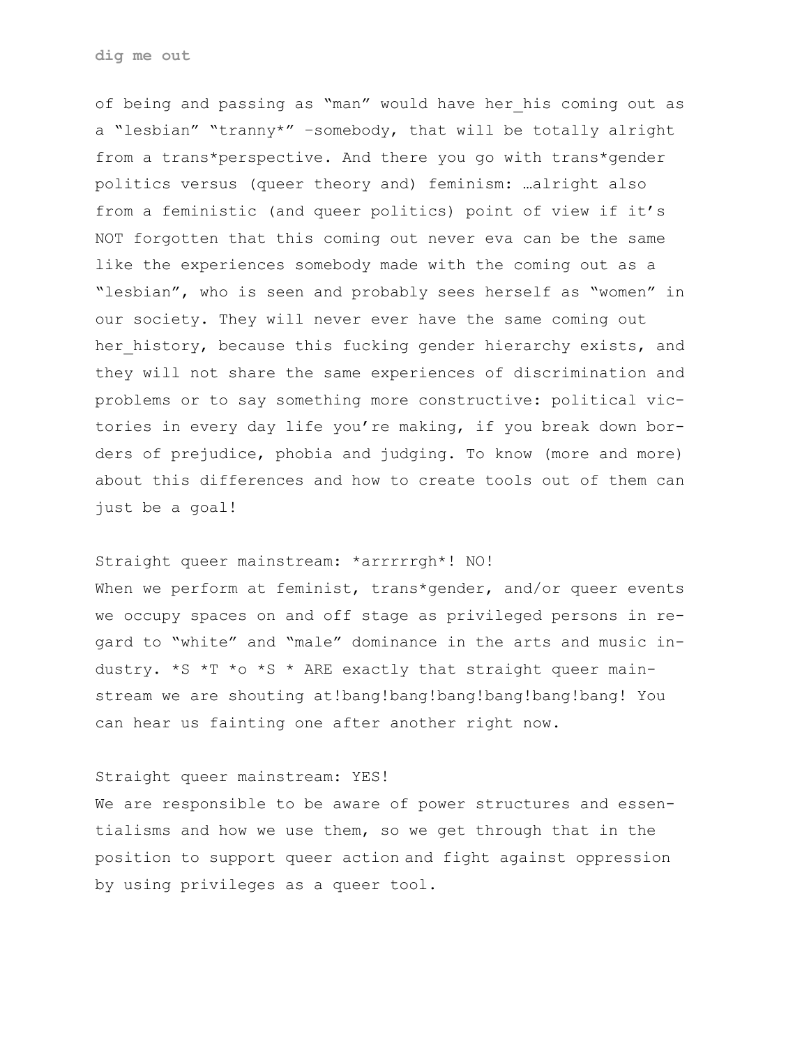of being and passing as "man" would have her_his coming out as a "lesbian" "tranny*" -somebody, that will be totally alright from a trans*perspective. And there you go with trans*gender politics versus (queer theory and) feminism: …alright also from a feministic (and queer politics) point of view if it's NOT forgotten that this coming out never eva can be the same like the experiences somebody made with the coming out as a "lesbian", who is seen and probably sees herself as "women" in our society. They will never ever have the same coming out her_history, because this fucking gender hierarchy exists, and they will not share the same experiences of discrimination and problems or to say something more constructive: political victories in every day life you're making, if you break down borders of prejudice, phobia and judging. To know (more and more) about this differences and how to create tools out of them can just be a goal!

Straight queer mainstream: *arrrrrgh*! NO!
When we perform at feminist, trans*gender, and/or queer events we occupy spaces on and off stage as privileged persons in regard to "white" and "male" dominance in the arts and music industry. *S *T *o *S * ARE exactly that straight queer mainstream we are shouting at!bang!bang!bang!bang!bang!bang! You can hear us fainting one after another right now.

Straight queer mainstream: YES!
We are responsible to be aware of power structures and essentialisms and how we use them, so we get through that in the position to support queer action and fight against oppression by using privileges as a queer tool.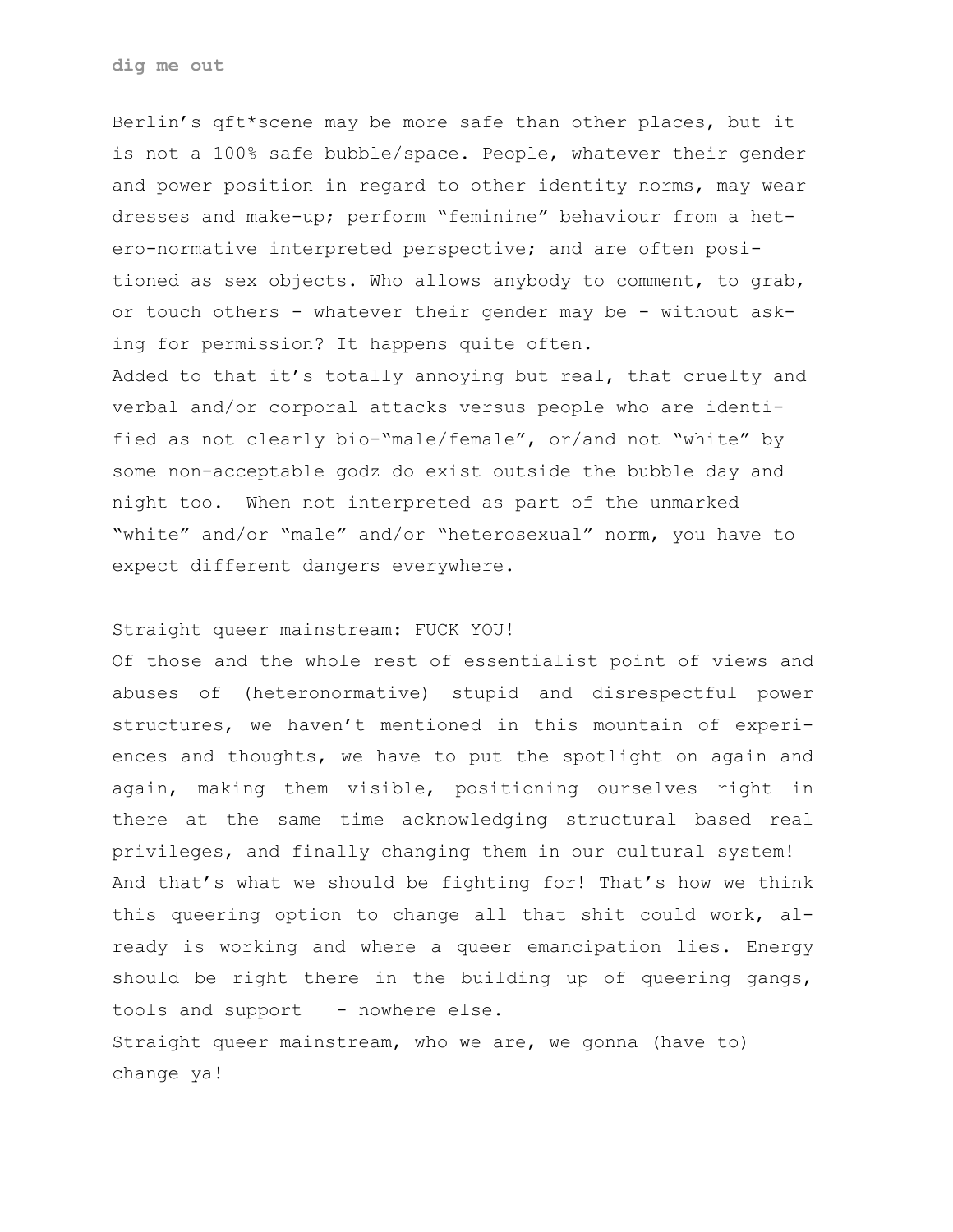dig me out

Berlin's qft*scene may be more safe than other places, but it is not a 100% safe bubble/space. People, whatever their gender and power position in regard to other identity norms, may wear dresses and make-up; perform "feminine" behaviour from a hetero-normative interpreted perspective; and are often positioned as sex objects. Who allows anybody to comment, to grab, or touch others - whatever their gender may be - without asking for permission? It happens quite often.
Added to that it's totally annoying but real, that cruelty and verbal and/or corporal attacks versus people who are identified as not clearly bio-"male/female", or/and not "white" by some non-acceptable godz do exist outside the bubble day and night too. When not interpreted as part of the unmarked "white" and/or "male" and/or "heterosexual" norm, you have to expect different dangers everywhere.

Straight queer mainstream: FUCK YOU!
Of those and the whole rest of essentialist point of views and abuses of (heteronormative) stupid and disrespectful power structures, we haven't mentioned in this mountain of experiences and thoughts, we have to put the spotlight on again and again, making them visible, positioning ourselves right in there at the same time acknowledging structural based real privileges, and finally changing them in our cultural system!
And that's what we should be fighting for! That's how we think this queering option to change all that shit could work, already is working and where a queer emancipation lies. Energy should be right there in the building up of queering gangs, tools and support - nowhere else.
Straight queer mainstream, who we are, we gonna (have to) change ya!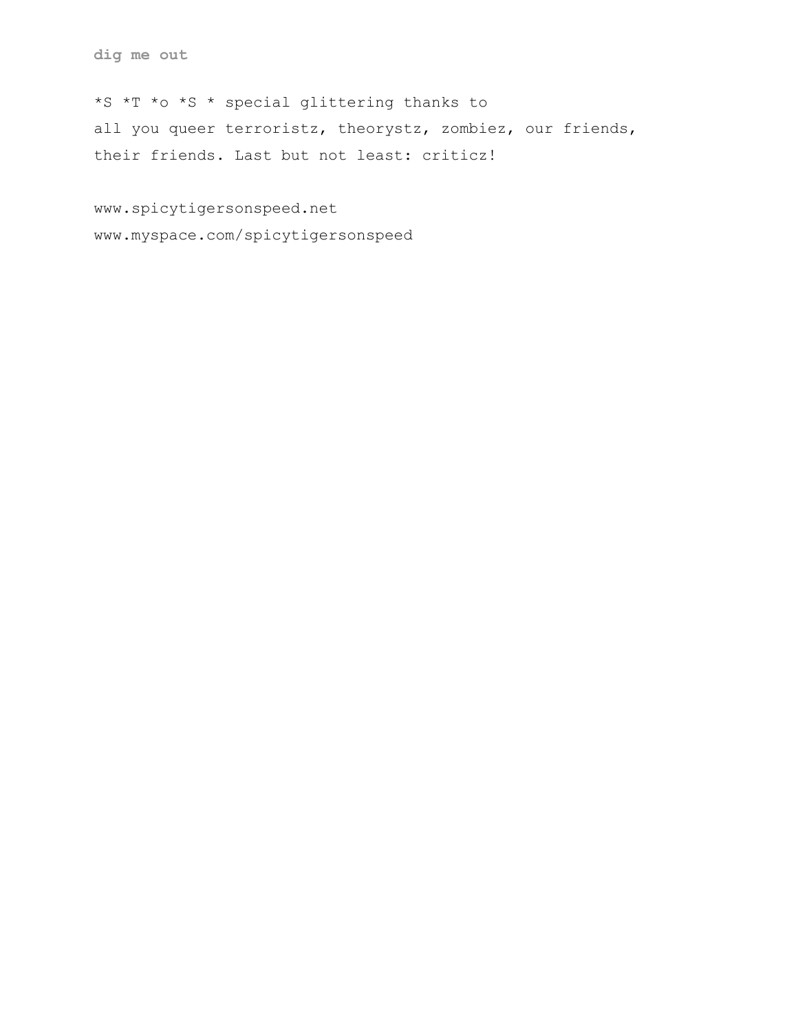**dig me out**

*S *T *o *S * special glittering thanks to
all you queer terroristz, theorystz, zombiez, our friends,
their friends. Last but not least: criticz!

www.spicytigersonspeed.net
www.myspace.com/spicytigersonspeed